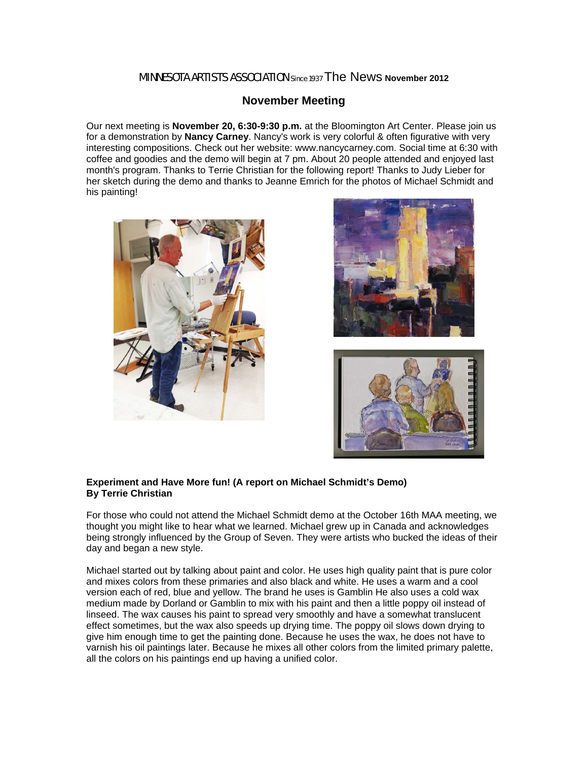MINNESOTA ARTISTS ASSOCIATION Since 1937 The News **November 2012**

## November Meeting

Our next meeting is **November 20, 6:30-9:30 p.m.** at the Bloomington Art Center. Please join us for a demonstration by **Nancy Carney**. Nancy's work is very colorful & often figurative with very interesting compositions. Check out her website: www.nancycarney.com. Social time at 6:30 with coffee and goodies and the demo will begin at 7 pm. About 20 people attended and enjoyed last month's program. Thanks to Terrie Christian for the following report! Thanks to Judy Lieber for her sketch during the demo and thanks to Jeanne Emrich for the photos of Michael Schmidt and his painting!

**Experiment and Have More fun! (A report on Michael Schmidt's Demo)**
**By Terrie Christian**

For those who could not attend the Michael Schmidt demo at the October 16th MAA meeting, we thought you might like to hear what we learned. Michael grew up in Canada and acknowledges being strongly influenced by the Group of Seven. They were artists who bucked the ideas of their day and began a new style.

Michael started out by talking about paint and color. He uses high quality paint that is pure color and mixes colors from these primaries and also black and white. He uses a warm and a cool version each of red, blue and yellow. The brand he uses is Gamblin He also uses a cold wax medium made by Dorland or Gamblin to mix with his paint and then a little poppy oil instead of linseed. The wax causes his paint to spread very smoothly and have a somewhat translucent effect sometimes, but the wax also speeds up drying time. The poppy oil slows down drying to give him enough time to get the painting done. Because he uses the wax, he does not have to varnish his oil paintings later. Because he mixes all other colors from the limited primary palette, all the colors on his paintings end up having a unified color.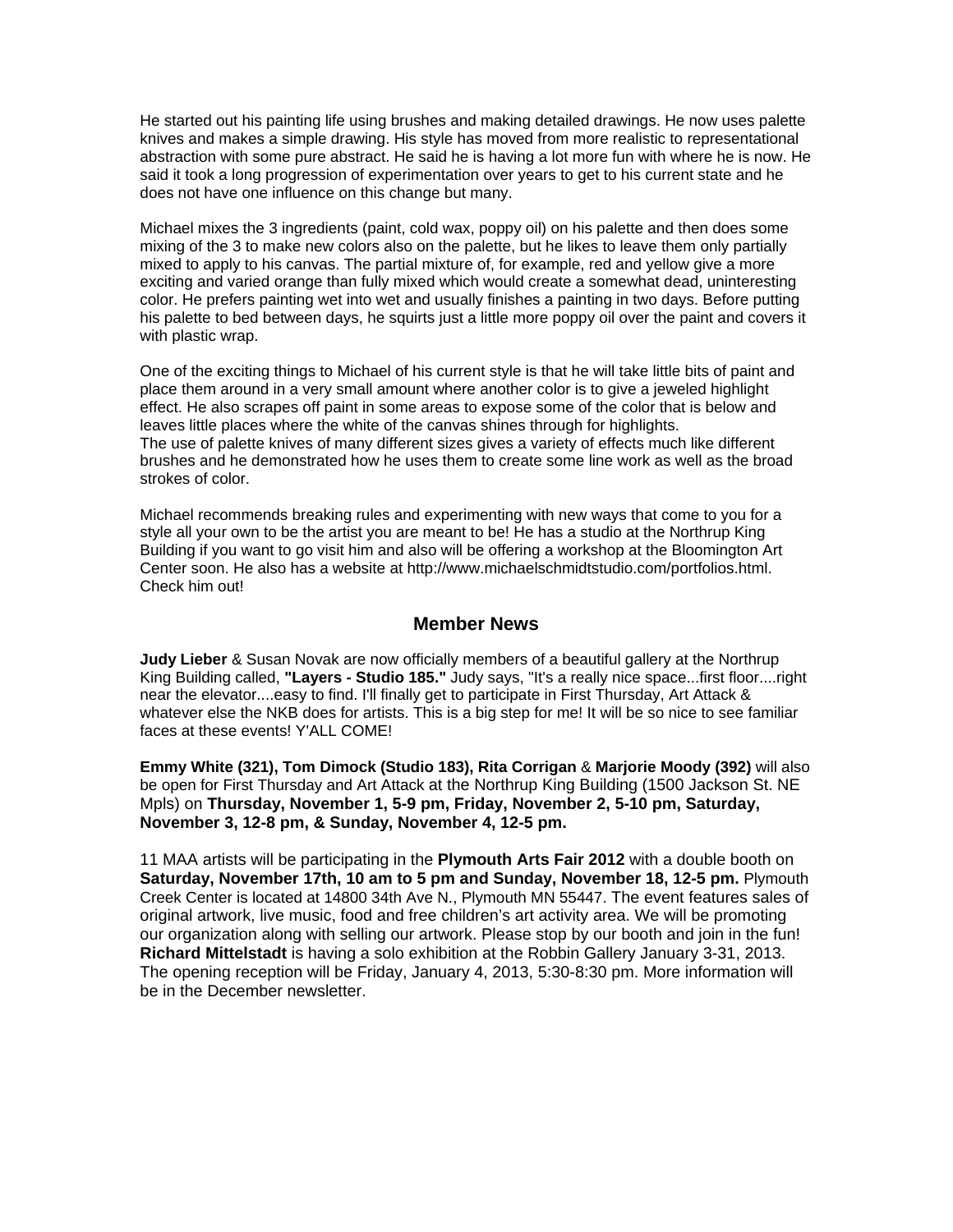He started out his painting life using brushes and making detailed drawings. He now uses palette knives and makes a simple drawing. His style has moved from more realistic to representational abstraction with some pure abstract. He said he is having a lot more fun with where he is now. He said it took a long progression of experimentation over years to get to his current state and he does not have one influence on this change but many.

Michael mixes the 3 ingredients (paint, cold wax, poppy oil) on his palette and then does some mixing of the 3 to make new colors also on the palette, but he likes to leave them only partially mixed to apply to his canvas. The partial mixture of, for example, red and yellow give a more exciting and varied orange than fully mixed which would create a somewhat dead, uninteresting color. He prefers painting wet into wet and usually finishes a painting in two days. Before putting his palette to bed between days, he squirts just a little more poppy oil over the paint and covers it with plastic wrap.

One of the exciting things to Michael of his current style is that he will take little bits of paint and place them around in a very small amount where another color is to give a jeweled highlight effect. He also scrapes off paint in some areas to expose some of the color that is below and leaves little places where the white of the canvas shines through for highlights.
The use of palette knives of many different sizes gives a variety of effects much like different brushes and he demonstrated how he uses them to create some line work as well as the broad strokes of color.

Michael recommends breaking rules and experimenting with new ways that come to you for a style all your own to be the artist you are meant to be! He has a studio at the Northrup King Building if you want to go visit him and also will be offering a workshop at the Bloomington Art Center soon. He also has a website at http://www.michaelschmidtstudio.com/portfolios.html. Check him out!

## Member News

**Judy Lieber** & Susan Novak are now officially members of a beautiful gallery at the Northrup King Building called, **"Layers - Studio 185."** Judy says, "It's a really nice space...first floor....right near the elevator....easy to find. I'll finally get to participate in First Thursday, Art Attack & whatever else the NKB does for artists. This is a big step for me! It will be so nice to see familiar faces at these events! Y'ALL COME!

**Emmy White (321), Tom Dimock (Studio 183), Rita Corrigan** & **Marjorie Moody (392)** will also be open for First Thursday and Art Attack at the Northrup King Building (1500 Jackson St. NE Mpls) on **Thursday, November 1, 5-9 pm, Friday, November 2, 5-10 pm, Saturday, November 3, 12-8 pm, & Sunday, November 4, 12-5 pm.**

11 MAA artists will be participating in the **Plymouth Arts Fair 2012** with a double booth on **Saturday, November 17th, 10 am to 5 pm and Sunday, November 18, 12-5 pm.** Plymouth Creek Center is located at 14800 34th Ave N., Plymouth MN 55447. The event features sales of original artwork, live music, food and free children's art activity area. We will be promoting our organization along with selling our artwork. Please stop by our booth and join in the fun!
**Richard Mittelstadt** is having a solo exhibition at the Robbin Gallery January 3-31, 2013. The opening reception will be Friday, January 4, 2013, 5:30-8:30 pm. More information will be in the December newsletter.